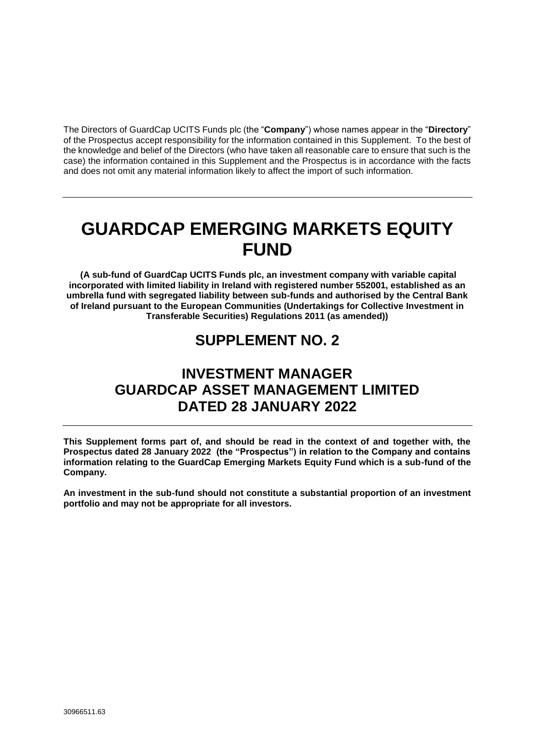The Directors of GuardCap UCITS Funds plc (the "**Company**") whose names appear in the "**Directory**" of the Prospectus accept responsibility for the information contained in this Supplement. To the best of the knowledge and belief of the Directors (who have taken all reasonable care to ensure that such is the case) the information contained in this Supplement and the Prospectus is in accordance with the facts and does not omit any material information likely to affect the import of such information.

---

# GUARDCAP EMERGING MARKETS EQUITY FUND

**(A sub-fund of GuardCap UCITS Funds plc, an investment company with variable capital incorporated with limited liability in Ireland with registered number 552001, established as an umbrella fund with segregated liability between sub-funds and authorised by the Central Bank of Ireland pursuant to the European Communities (Undertakings for Collective Investment in Transferable Securities) Regulations 2011 (as amended))**

## SUPPLEMENT NO. 2

## INVESTMENT MANAGER
## GUARDCAP ASSET MANAGEMENT LIMITED
## DATED 28 JANUARY 2022

---

**This Supplement forms part of, and should be read in the context of and together with, the Prospectus dated 28 January 2022 (the "Prospectus") in relation to the Company and contains information relating to the GuardCap Emerging Markets Equity Fund which is a sub-fund of the Company.**

**An investment in the sub-fund should not constitute a substantial proportion of an investment portfolio and may not be appropriate for all investors.**

30966511.63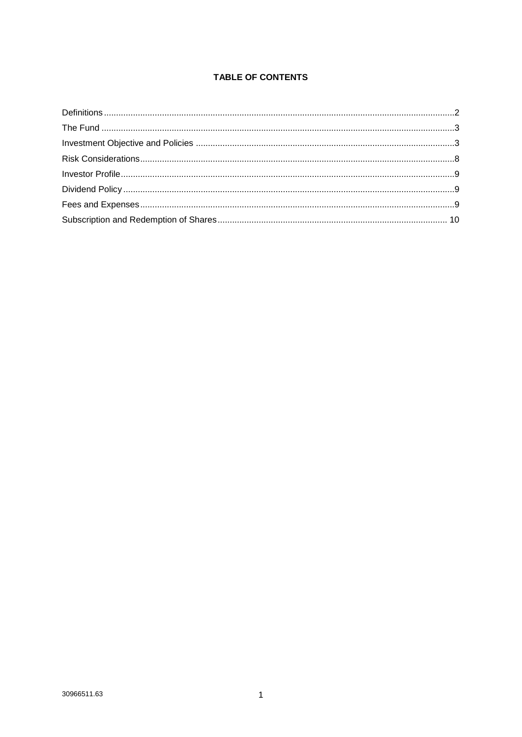**TABLE OF CONTENTS**

Definitions ... 2
The Fund ... 3
Investment Objective and Policies ... 3
Risk Considerations ... 8
Investor Profile ... 9
Dividend Policy ... 9
Fees and Expenses ... 9
Subscription and Redemption of Shares ... 10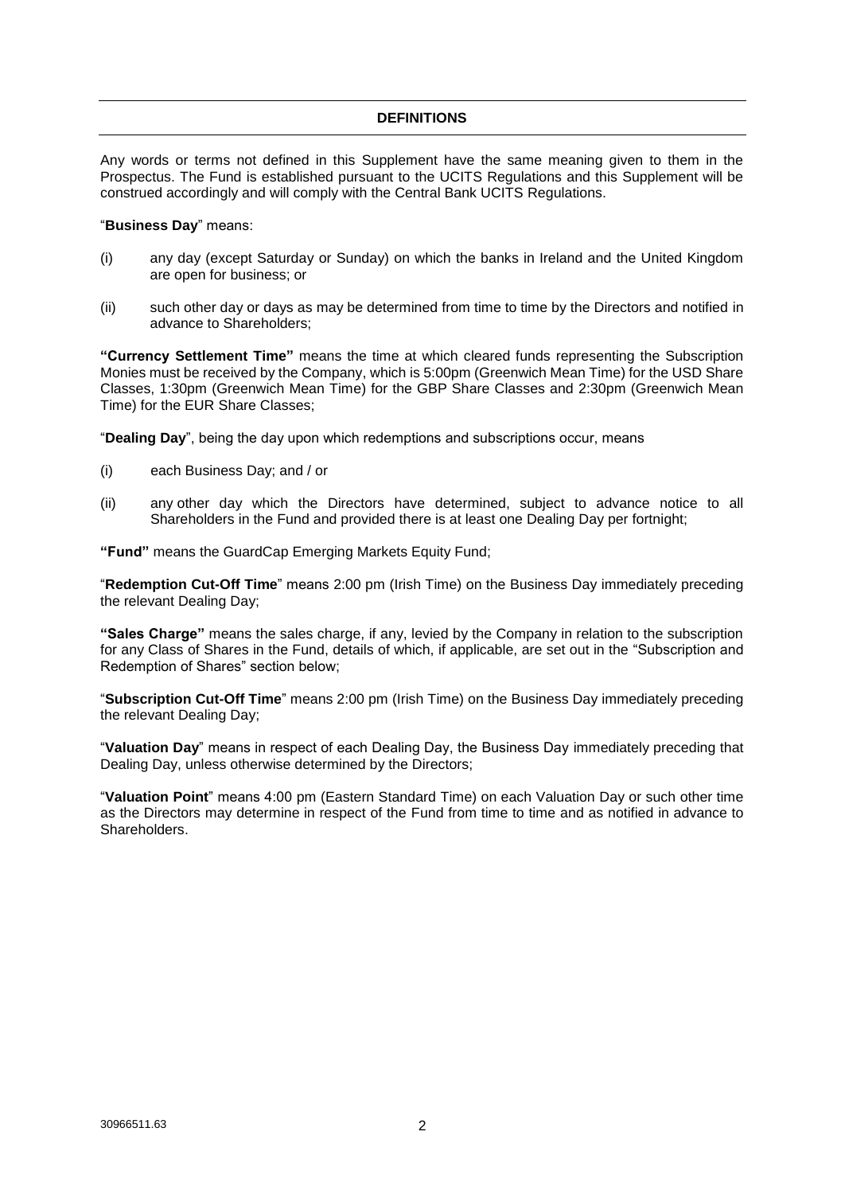## DEFINITIONS

Any words or terms not defined in this Supplement have the same meaning given to them in the Prospectus. The Fund is established pursuant to the UCITS Regulations and this Supplement will be construed accordingly and will comply with the Central Bank UCITS Regulations.

"**Business Day**" means:

(i) any day (except Saturday or Sunday) on which the banks in Ireland and the United Kingdom are open for business; or

(ii) such other day or days as may be determined from time to time by the Directors and notified in advance to Shareholders;

**"Currency Settlement Time"** means the time at which cleared funds representing the Subscription Monies must be received by the Company, which is 5:00pm (Greenwich Mean Time) for the USD Share Classes, 1:30pm (Greenwich Mean Time) for the GBP Share Classes and 2:30pm (Greenwich Mean Time) for the EUR Share Classes;

"**Dealing Day**", being the day upon which redemptions and subscriptions occur, means

(i) each Business Day; and / or

(ii) any other day which the Directors have determined, subject to advance notice to all Shareholders in the Fund and provided there is at least one Dealing Day per fortnight;

**"Fund"** means the GuardCap Emerging Markets Equity Fund;

"**Redemption Cut-Off Time**" means 2:00 pm (Irish Time) on the Business Day immediately preceding the relevant Dealing Day;

**"Sales Charge"** means the sales charge, if any, levied by the Company in relation to the subscription for any Class of Shares in the Fund, details of which, if applicable, are set out in the "Subscription and Redemption of Shares" section below;

"**Subscription Cut-Off Time**" means 2:00 pm (Irish Time) on the Business Day immediately preceding the relevant Dealing Day;

"**Valuation Day**" means in respect of each Dealing Day, the Business Day immediately preceding that Dealing Day, unless otherwise determined by the Directors;

"**Valuation Point**" means 4:00 pm (Eastern Standard Time) on each Valuation Day or such other time as the Directors may determine in respect of the Fund from time to time and as notified in advance to Shareholders.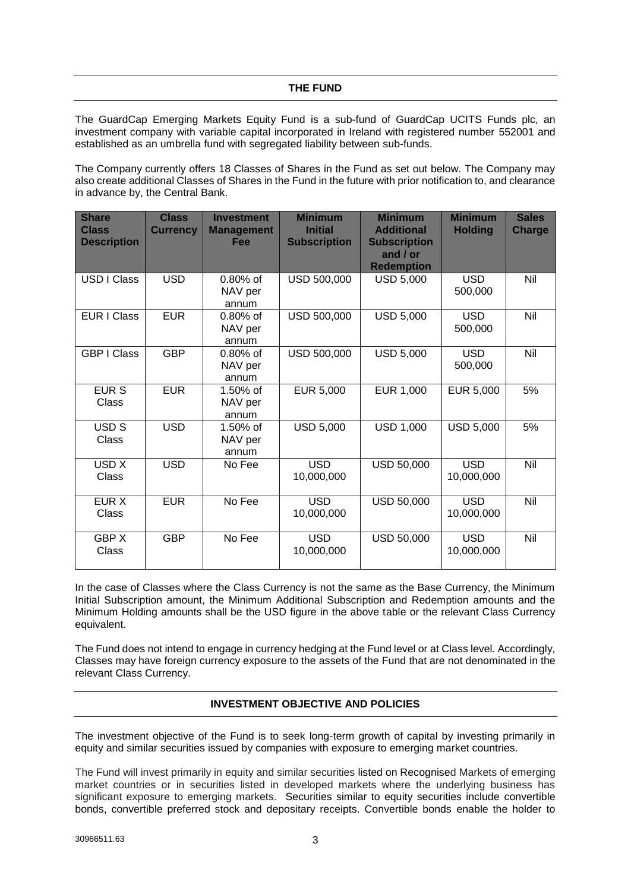## THE FUND

The GuardCap Emerging Markets Equity Fund is a sub-fund of GuardCap UCITS Funds plc, an investment company with variable capital incorporated in Ireland with registered number 552001 and established as an umbrella fund with segregated liability between sub-funds.

The Company currently offers 18 Classes of Shares in the Fund as set out below. The Company may also create additional Classes of Shares in the Fund in the future with prior notification to, and clearance in advance by, the Central Bank.

| Share Class Description | Class Currency | Investment Management Fee | Minimum Initial Subscription | Minimum Additional Subscription and / or Redemption | Minimum Holding | Sales Charge |
|---|---|---|---|---|---|---|
| USD I Class | USD | 0.80% of NAV per annum | USD 500,000 | USD 5,000 | USD 500,000 | Nil |
| EUR I Class | EUR | 0.80% of NAV per annum | USD 500,000 | USD 5,000 | USD 500,000 | Nil |
| GBP I Class | GBP | 0.80% of NAV per annum | USD 500,000 | USD 5,000 | USD 500,000 | Nil |
| EUR S Class | EUR | 1.50% of NAV per annum | EUR 5,000 | EUR 1,000 | EUR 5,000 | 5% |
| USD S Class | USD | 1.50% of NAV per annum | USD 5,000 | USD 1,000 | USD 5,000 | 5% |
| USD X Class | USD | No Fee | USD 10,000,000 | USD 50,000 | USD 10,000,000 | Nil |
| EUR X Class | EUR | No Fee | USD 10,000,000 | USD 50,000 | USD 10,000,000 | Nil |
| GBP X Class | GBP | No Fee | USD 10,000,000 | USD 50,000 | USD 10,000,000 | Nil |

In the case of Classes where the Class Currency is not the same as the Base Currency, the Minimum Initial Subscription amount, the Minimum Additional Subscription and Redemption amounts and the Minimum Holding amounts shall be the USD figure in the above table or the relevant Class Currency equivalent.

The Fund does not intend to engage in currency hedging at the Fund level or at Class level. Accordingly, Classes may have foreign currency exposure to the assets of the Fund that are not denominated in the relevant Class Currency.

## INVESTMENT OBJECTIVE AND POLICIES

The investment objective of the Fund is to seek long-term growth of capital by investing primarily in equity and similar securities issued by companies with exposure to emerging market countries.

The Fund will invest primarily in equity and similar securities listed on Recognised Markets of emerging market countries or in securities listed in developed markets where the underlying business has significant exposure to emerging markets. Securities similar to equity securities include convertible bonds, convertible preferred stock and depositary receipts. Convertible bonds enable the holder to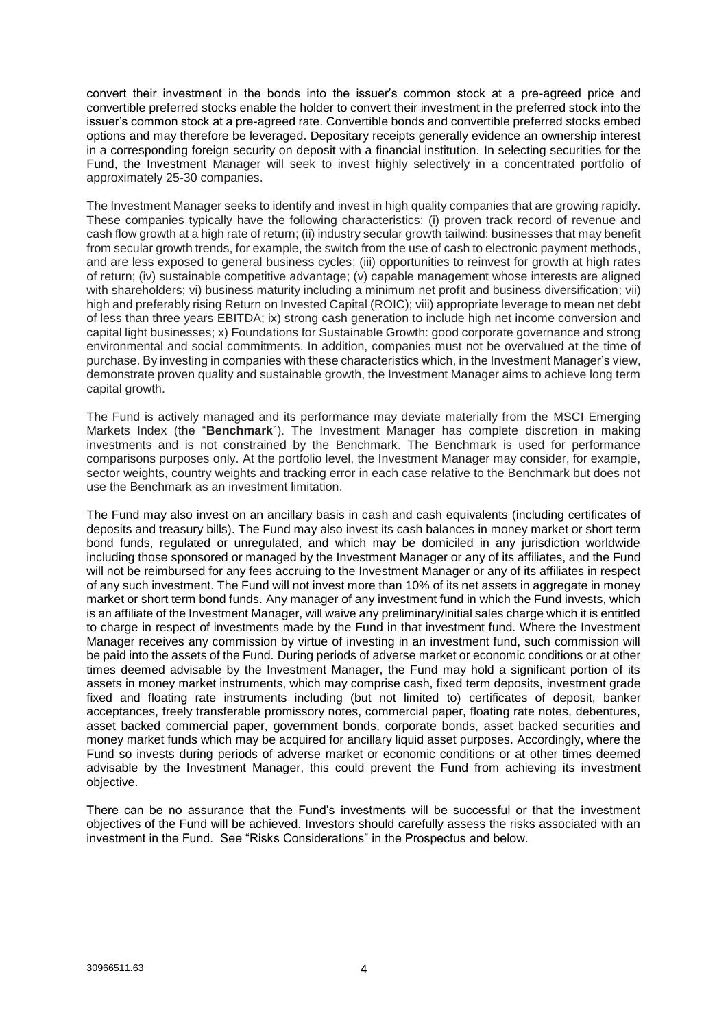convert their investment in the bonds into the issuer's common stock at a pre-agreed price and convertible preferred stocks enable the holder to convert their investment in the preferred stock into the issuer's common stock at a pre-agreed rate. Convertible bonds and convertible preferred stocks embed options and may therefore be leveraged. Depositary receipts generally evidence an ownership interest in a corresponding foreign security on deposit with a financial institution. In selecting securities for the Fund, the Investment Manager will seek to invest highly selectively in a concentrated portfolio of approximately 25-30 companies.

The Investment Manager seeks to identify and invest in high quality companies that are growing rapidly. These companies typically have the following characteristics: (i) proven track record of revenue and cash flow growth at a high rate of return; (ii) industry secular growth tailwind: businesses that may benefit from secular growth trends, for example, the switch from the use of cash to electronic payment methods, and are less exposed to general business cycles; (iii) opportunities to reinvest for growth at high rates of return; (iv) sustainable competitive advantage; (v) capable management whose interests are aligned with shareholders; vi) business maturity including a minimum net profit and business diversification; vii) high and preferably rising Return on Invested Capital (ROIC); viii) appropriate leverage to mean net debt of less than three years EBITDA; ix) strong cash generation to include high net income conversion and capital light businesses; x) Foundations for Sustainable Growth: good corporate governance and strong environmental and social commitments. In addition, companies must not be overvalued at the time of purchase. By investing in companies with these characteristics which, in the Investment Manager's view, demonstrate proven quality and sustainable growth, the Investment Manager aims to achieve long term capital growth.

The Fund is actively managed and its performance may deviate materially from the MSCI Emerging Markets Index (the "**Benchmark**"). The Investment Manager has complete discretion in making investments and is not constrained by the Benchmark. The Benchmark is used for performance comparisons purposes only. At the portfolio level, the Investment Manager may consider, for example, sector weights, country weights and tracking error in each case relative to the Benchmark but does not use the Benchmark as an investment limitation.

The Fund may also invest on an ancillary basis in cash and cash equivalents (including certificates of deposits and treasury bills). The Fund may also invest its cash balances in money market or short term bond funds, regulated or unregulated, and which may be domiciled in any jurisdiction worldwide including those sponsored or managed by the Investment Manager or any of its affiliates, and the Fund will not be reimbursed for any fees accruing to the Investment Manager or any of its affiliates in respect of any such investment. The Fund will not invest more than 10% of its net assets in aggregate in money market or short term bond funds. Any manager of any investment fund in which the Fund invests, which is an affiliate of the Investment Manager, will waive any preliminary/initial sales charge which it is entitled to charge in respect of investments made by the Fund in that investment fund. Where the Investment Manager receives any commission by virtue of investing in an investment fund, such commission will be paid into the assets of the Fund. During periods of adverse market or economic conditions or at other times deemed advisable by the Investment Manager, the Fund may hold a significant portion of its assets in money market instruments, which may comprise cash, fixed term deposits, investment grade fixed and floating rate instruments including (but not limited to) certificates of deposit, banker acceptances, freely transferable promissory notes, commercial paper, floating rate notes, debentures, asset backed commercial paper, government bonds, corporate bonds, asset backed securities and money market funds which may be acquired for ancillary liquid asset purposes. Accordingly, where the Fund so invests during periods of adverse market or economic conditions or at other times deemed advisable by the Investment Manager, this could prevent the Fund from achieving its investment objective.

There can be no assurance that the Fund's investments will be successful or that the investment objectives of the Fund will be achieved. Investors should carefully assess the risks associated with an investment in the Fund. See "Risks Considerations" in the Prospectus and below.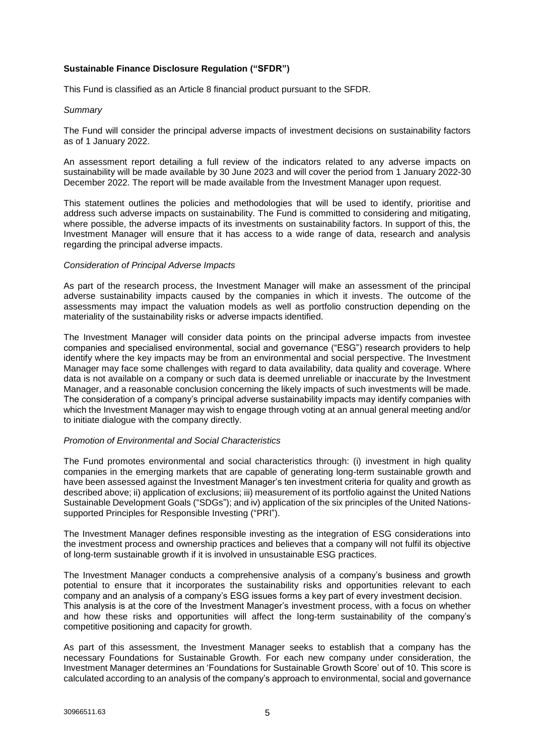**Sustainable Finance Disclosure Regulation ("SFDR")**

This Fund is classified as an Article 8 financial product pursuant to the SFDR.

*Summary*

The Fund will consider the principal adverse impacts of investment decisions on sustainability factors as of 1 January 2022.

An assessment report detailing a full review of the indicators related to any adverse impacts on sustainability will be made available by 30 June 2023 and will cover the period from 1 January 2022-30 December 2022. The report will be made available from the Investment Manager upon request.

This statement outlines the policies and methodologies that will be used to identify, prioritise and address such adverse impacts on sustainability. The Fund is committed to considering and mitigating, where possible, the adverse impacts of its investments on sustainability factors. In support of this, the Investment Manager will ensure that it has access to a wide range of data, research and analysis regarding the principal adverse impacts.

*Consideration of Principal Adverse Impacts*

As part of the research process, the Investment Manager will make an assessment of the principal adverse sustainability impacts caused by the companies in which it invests. The outcome of the assessments may impact the valuation models as well as portfolio construction depending on the materiality of the sustainability risks or adverse impacts identified.

The Investment Manager will consider data points on the principal adverse impacts from investee companies and specialised environmental, social and governance ("ESG") research providers to help identify where the key impacts may be from an environmental and social perspective. The Investment Manager may face some challenges with regard to data availability, data quality and coverage. Where data is not available on a company or such data is deemed unreliable or inaccurate by the Investment Manager, and a reasonable conclusion concerning the likely impacts of such investments will be made. The consideration of a company's principal adverse sustainability impacts may identify companies with which the Investment Manager may wish to engage through voting at an annual general meeting and/or to initiate dialogue with the company directly.

*Promotion of Environmental and Social Characteristics*

The Fund promotes environmental and social characteristics through: (i) investment in high quality companies in the emerging markets that are capable of generating long-term sustainable growth and have been assessed against the Investment Manager's ten investment criteria for quality and growth as described above; ii) application of exclusions; iii) measurement of its portfolio against the United Nations Sustainable Development Goals ("SDGs"); and iv) application of the six principles of the United Nations-supported Principles for Responsible Investing ("PRI").

The Investment Manager defines responsible investing as the integration of ESG considerations into the investment process and ownership practices and believes that a company will not fulfil its objective of long-term sustainable growth if it is involved in unsustainable ESG practices.

The Investment Manager conducts a comprehensive analysis of a company's business and growth potential to ensure that it incorporates the sustainability risks and opportunities relevant to each company and an analysis of a company's ESG issues forms a key part of every investment decision. This analysis is at the core of the Investment Manager's investment process, with a focus on whether and how these risks and opportunities will affect the long-term sustainability of the company's competitive positioning and capacity for growth.

As part of this assessment, the Investment Manager seeks to establish that a company has the necessary Foundations for Sustainable Growth. For each new company under consideration, the Investment Manager determines an 'Foundations for Sustainable Growth Score' out of 10. This score is calculated according to an analysis of the company's approach to environmental, social and governance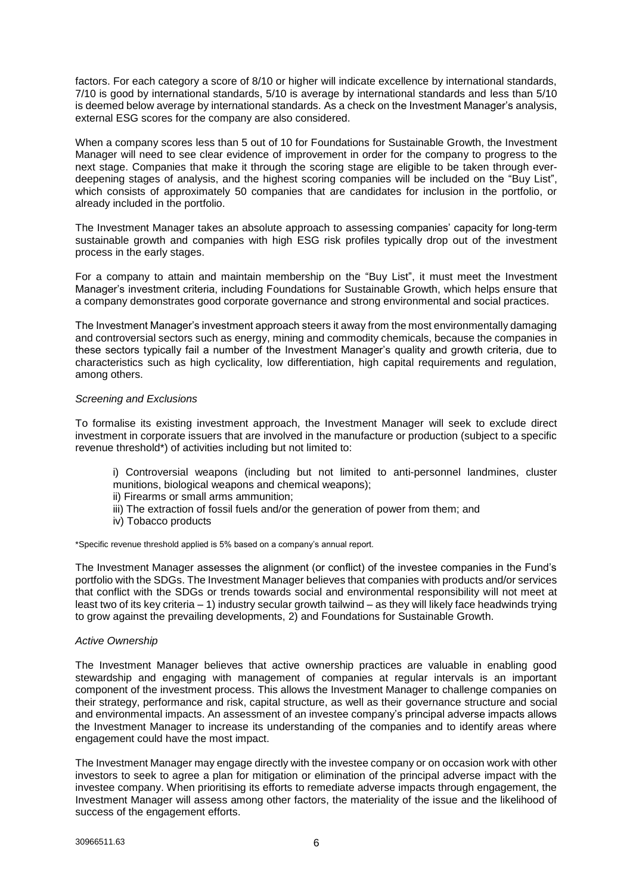factors. For each category a score of 8/10 or higher will indicate excellence by international standards, 7/10 is good by international standards, 5/10 is average by international standards and less than 5/10 is deemed below average by international standards. As a check on the Investment Manager's analysis, external ESG scores for the company are also considered.

When a company scores less than 5 out of 10 for Foundations for Sustainable Growth, the Investment Manager will need to see clear evidence of improvement in order for the company to progress to the next stage. Companies that make it through the scoring stage are eligible to be taken through ever-deepening stages of analysis, and the highest scoring companies will be included on the "Buy List", which consists of approximately 50 companies that are candidates for inclusion in the portfolio, or already included in the portfolio.

The Investment Manager takes an absolute approach to assessing companies' capacity for long-term sustainable growth and companies with high ESG risk profiles typically drop out of the investment process in the early stages.

For a company to attain and maintain membership on the "Buy List", it must meet the Investment Manager's investment criteria, including Foundations for Sustainable Growth, which helps ensure that a company demonstrates good corporate governance and strong environmental and social practices.

The Investment Manager's investment approach steers it away from the most environmentally damaging and controversial sectors such as energy, mining and commodity chemicals, because the companies in these sectors typically fail a number of the Investment Manager's quality and growth criteria, due to characteristics such as high cyclicality, low differentiation, high capital requirements and regulation, among others.

*Screening and Exclusions*

To formalise its existing investment approach, the Investment Manager will seek to exclude direct investment in corporate issuers that are involved in the manufacture or production (subject to a specific revenue threshold*) of activities including but not limited to:

i) Controversial weapons (including but not limited to anti-personnel landmines, cluster munitions, biological weapons and chemical weapons);
ii) Firearms or small arms ammunition;
iii) The extraction of fossil fuels and/or the generation of power from them; and
iv) Tobacco products

*Specific revenue threshold applied is 5% based on a company's annual report.

The Investment Manager assesses the alignment (or conflict) of the investee companies in the Fund's portfolio with the SDGs. The Investment Manager believes that companies with products and/or services that conflict with the SDGs or trends towards social and environmental responsibility will not meet at least two of its key criteria – 1) industry secular growth tailwind – as they will likely face headwinds trying to grow against the prevailing developments, 2) and Foundations for Sustainable Growth.

*Active Ownership*

The Investment Manager believes that active ownership practices are valuable in enabling good stewardship and engaging with management of companies at regular intervals is an important component of the investment process. This allows the Investment Manager to challenge companies on their strategy, performance and risk, capital structure, as well as their governance structure and social and environmental impacts. An assessment of an investee company's principal adverse impacts allows the Investment Manager to increase its understanding of the companies and to identify areas where engagement could have the most impact.

The Investment Manager may engage directly with the investee company or on occasion work with other investors to seek to agree a plan for mitigation or elimination of the principal adverse impact with the investee company. When prioritising its efforts to remediate adverse impacts through engagement, the Investment Manager will assess among other factors, the materiality of the issue and the likelihood of success of the engagement efforts.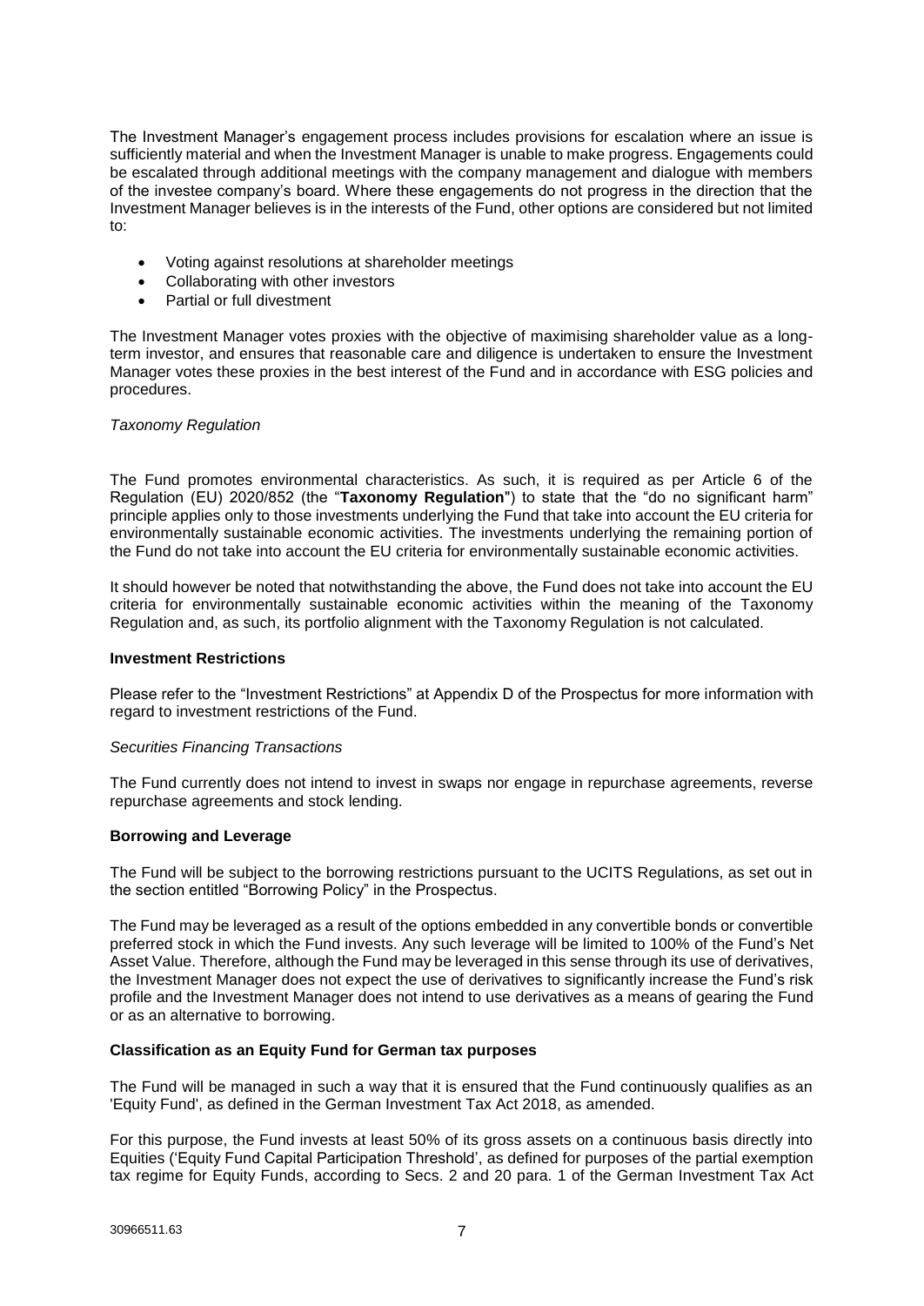The Investment Manager's engagement process includes provisions for escalation where an issue is sufficiently material and when the Investment Manager is unable to make progress. Engagements could be escalated through additional meetings with the company management and dialogue with members of the investee company's board. Where these engagements do not progress in the direction that the Investment Manager believes is in the interests of the Fund, other options are considered but not limited to:

- Voting against resolutions at shareholder meetings
- Collaborating with other investors
- Partial or full divestment

The Investment Manager votes proxies with the objective of maximising shareholder value as a long-term investor, and ensures that reasonable care and diligence is undertaken to ensure the Investment Manager votes these proxies in the best interest of the Fund and in accordance with ESG policies and procedures.

*Taxonomy Regulation*

The Fund promotes environmental characteristics. As such, it is required as per Article 6 of the Regulation (EU) 2020/852 (the "**Taxonomy Regulation**") to state that the "do no significant harm" principle applies only to those investments underlying the Fund that take into account the EU criteria for environmentally sustainable economic activities. The investments underlying the remaining portion of the Fund do not take into account the EU criteria for environmentally sustainable economic activities.

It should however be noted that notwithstanding the above, the Fund does not take into account the EU criteria for environmentally sustainable economic activities within the meaning of the Taxonomy Regulation and, as such, its portfolio alignment with the Taxonomy Regulation is not calculated.

**Investment Restrictions**

Please refer to the "Investment Restrictions" at Appendix D of the Prospectus for more information with regard to investment restrictions of the Fund.

*Securities Financing Transactions*

The Fund currently does not intend to invest in swaps nor engage in repurchase agreements, reverse repurchase agreements and stock lending.

**Borrowing and Leverage**

The Fund will be subject to the borrowing restrictions pursuant to the UCITS Regulations, as set out in the section entitled "Borrowing Policy" in the Prospectus.

The Fund may be leveraged as a result of the options embedded in any convertible bonds or convertible preferred stock in which the Fund invests. Any such leverage will be limited to 100% of the Fund's Net Asset Value. Therefore, although the Fund may be leveraged in this sense through its use of derivatives, the Investment Manager does not expect the use of derivatives to significantly increase the Fund's risk profile and the Investment Manager does not intend to use derivatives as a means of gearing the Fund or as an alternative to borrowing.

**Classification as an Equity Fund for German tax purposes**

The Fund will be managed in such a way that it is ensured that the Fund continuously qualifies as an 'Equity Fund', as defined in the German Investment Tax Act 2018, as amended.

For this purpose, the Fund invests at least 50% of its gross assets on a continuous basis directly into Equities ('Equity Fund Capital Participation Threshold', as defined for purposes of the partial exemption tax regime for Equity Funds, according to Secs. 2 and 20 para. 1 of the German Investment Tax Act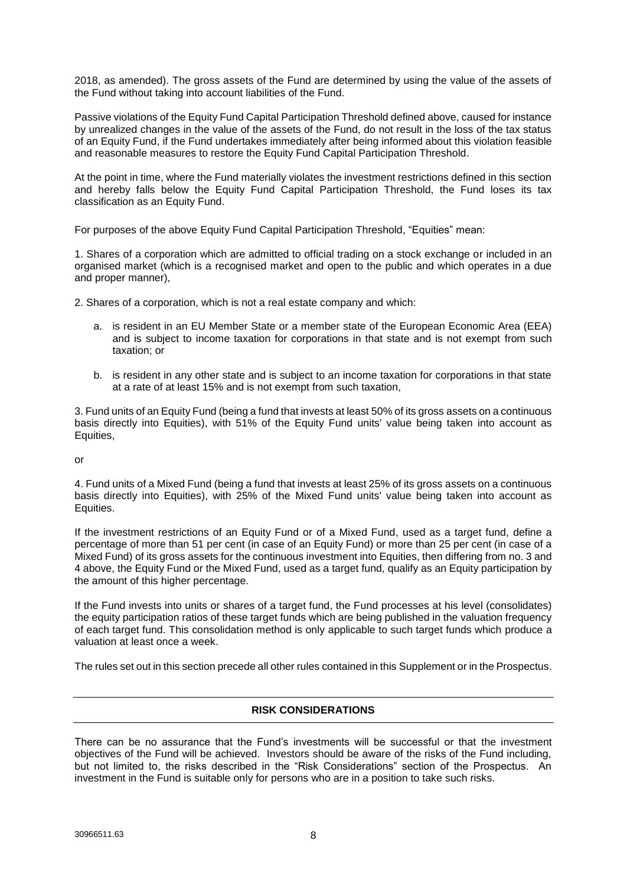2018, as amended). The gross assets of the Fund are determined by using the value of the assets of the Fund without taking into account liabilities of the Fund.

Passive violations of the Equity Fund Capital Participation Threshold defined above, caused for instance by unrealized changes in the value of the assets of the Fund, do not result in the loss of the tax status of an Equity Fund, if the Fund undertakes immediately after being informed about this violation feasible and reasonable measures to restore the Equity Fund Capital Participation Threshold.

At the point in time, where the Fund materially violates the investment restrictions defined in this section and hereby falls below the Equity Fund Capital Participation Threshold, the Fund loses its tax classification as an Equity Fund.

For purposes of the above Equity Fund Capital Participation Threshold, "Equities" mean:

1. Shares of a corporation which are admitted to official trading on a stock exchange or included in an organised market (which is a recognised market and open to the public and which operates in a due and proper manner),

2. Shares of a corporation, which is not a real estate company and which:

   a. is resident in an EU Member State or a member state of the European Economic Area (EEA) and is subject to income taxation for corporations in that state and is not exempt from such taxation; or

   b. is resident in any other state and is subject to an income taxation for corporations in that state at a rate of at least 15% and is not exempt from such taxation,

3. Fund units of an Equity Fund (being a fund that invests at least 50% of its gross assets on a continuous basis directly into Equities), with 51% of the Equity Fund units' value being taken into account as Equities,

or

4. Fund units of a Mixed Fund (being a fund that invests at least 25% of its gross assets on a continuous basis directly into Equities), with 25% of the Mixed Fund units' value being taken into account as Equities.

If the investment restrictions of an Equity Fund or of a Mixed Fund, used as a target fund, define a percentage of more than 51 per cent (in case of an Equity Fund) or more than 25 per cent (in case of a Mixed Fund) of its gross assets for the continuous investment into Equities, then differing from no. 3 and 4 above, the Equity Fund or the Mixed Fund, used as a target fund, qualify as an Equity participation by the amount of this higher percentage.

If the Fund invests into units or shares of a target fund, the Fund processes at his level (consolidates) the equity participation ratios of these target funds which are being published in the valuation frequency of each target fund. This consolidation method is only applicable to such target funds which produce a valuation at least once a week.

The rules set out in this section precede all other rules contained in this Supplement or in the Prospectus.

## RISK CONSIDERATIONS

There can be no assurance that the Fund's investments will be successful or that the investment objectives of the Fund will be achieved. Investors should be aware of the risks of the Fund including, but not limited to, the risks described in the "Risk Considerations" section of the Prospectus. An investment in the Fund is suitable only for persons who are in a position to take such risks.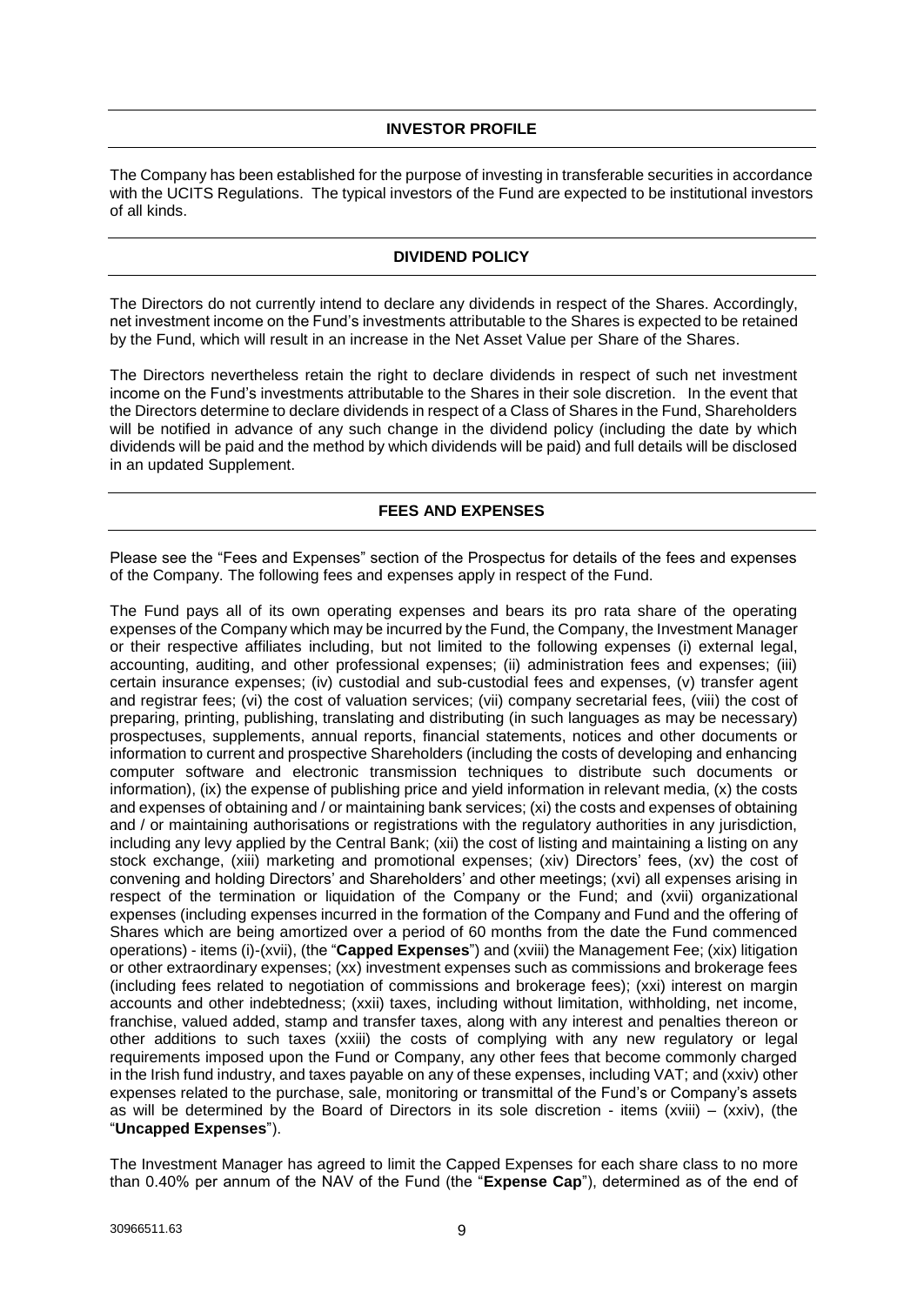## INVESTOR PROFILE

The Company has been established for the purpose of investing in transferable securities in accordance with the UCITS Regulations. The typical investors of the Fund are expected to be institutional investors of all kinds.

## DIVIDEND POLICY

The Directors do not currently intend to declare any dividends in respect of the Shares. Accordingly, net investment income on the Fund's investments attributable to the Shares is expected to be retained by the Fund, which will result in an increase in the Net Asset Value per Share of the Shares.

The Directors nevertheless retain the right to declare dividends in respect of such net investment income on the Fund's investments attributable to the Shares in their sole discretion. In the event that the Directors determine to declare dividends in respect of a Class of Shares in the Fund, Shareholders will be notified in advance of any such change in the dividend policy (including the date by which dividends will be paid and the method by which dividends will be paid) and full details will be disclosed in an updated Supplement.

## FEES AND EXPENSES

Please see the "Fees and Expenses" section of the Prospectus for details of the fees and expenses of the Company. The following fees and expenses apply in respect of the Fund.

The Fund pays all of its own operating expenses and bears its pro rata share of the operating expenses of the Company which may be incurred by the Fund, the Company, the Investment Manager or their respective affiliates including, but not limited to the following expenses (i) external legal, accounting, auditing, and other professional expenses; (ii) administration fees and expenses; (iii) certain insurance expenses; (iv) custodial and sub-custodial fees and expenses, (v) transfer agent and registrar fees; (vi) the cost of valuation services; (vii) company secretarial fees, (viii) the cost of preparing, printing, publishing, translating and distributing (in such languages as may be necessary) prospectuses, supplements, annual reports, financial statements, notices and other documents or information to current and prospective Shareholders (including the costs of developing and enhancing computer software and electronic transmission techniques to distribute such documents or information), (ix) the expense of publishing price and yield information in relevant media, (x) the costs and expenses of obtaining and / or maintaining bank services; (xi) the costs and expenses of obtaining and / or maintaining authorisations or registrations with the regulatory authorities in any jurisdiction, including any levy applied by the Central Bank; (xii) the cost of listing and maintaining a listing on any stock exchange, (xiii) marketing and promotional expenses; (xiv) Directors' fees, (xv) the cost of convening and holding Directors' and Shareholders' and other meetings; (xvi) all expenses arising in respect of the termination or liquidation of the Company or the Fund; and (xvii) organizational expenses (including expenses incurred in the formation of the Company and Fund and the offering of Shares which are being amortized over a period of 60 months from the date the Fund commenced operations) - items (i)-(xvii), (the "**Capped Expenses**") and (xviii) the Management Fee; (xix) litigation or other extraordinary expenses; (xx) investment expenses such as commissions and brokerage fees (including fees related to negotiation of commissions and brokerage fees); (xxi) interest on margin accounts and other indebtedness; (xxii) taxes, including without limitation, withholding, net income, franchise, valued added, stamp and transfer taxes, along with any interest and penalties thereon or other additions to such taxes (xxiii) the costs of complying with any new regulatory or legal requirements imposed upon the Fund or Company, any other fees that become commonly charged in the Irish fund industry, and taxes payable on any of these expenses, including VAT; and (xxiv) other expenses related to the purchase, sale, monitoring or transmittal of the Fund's or Company's assets as will be determined by the Board of Directors in its sole discretion - items (xviii) – (xxiv), (the "**Uncapped Expenses**").

The Investment Manager has agreed to limit the Capped Expenses for each share class to no more than 0.40% per annum of the NAV of the Fund (the "**Expense Cap**"), determined as of the end of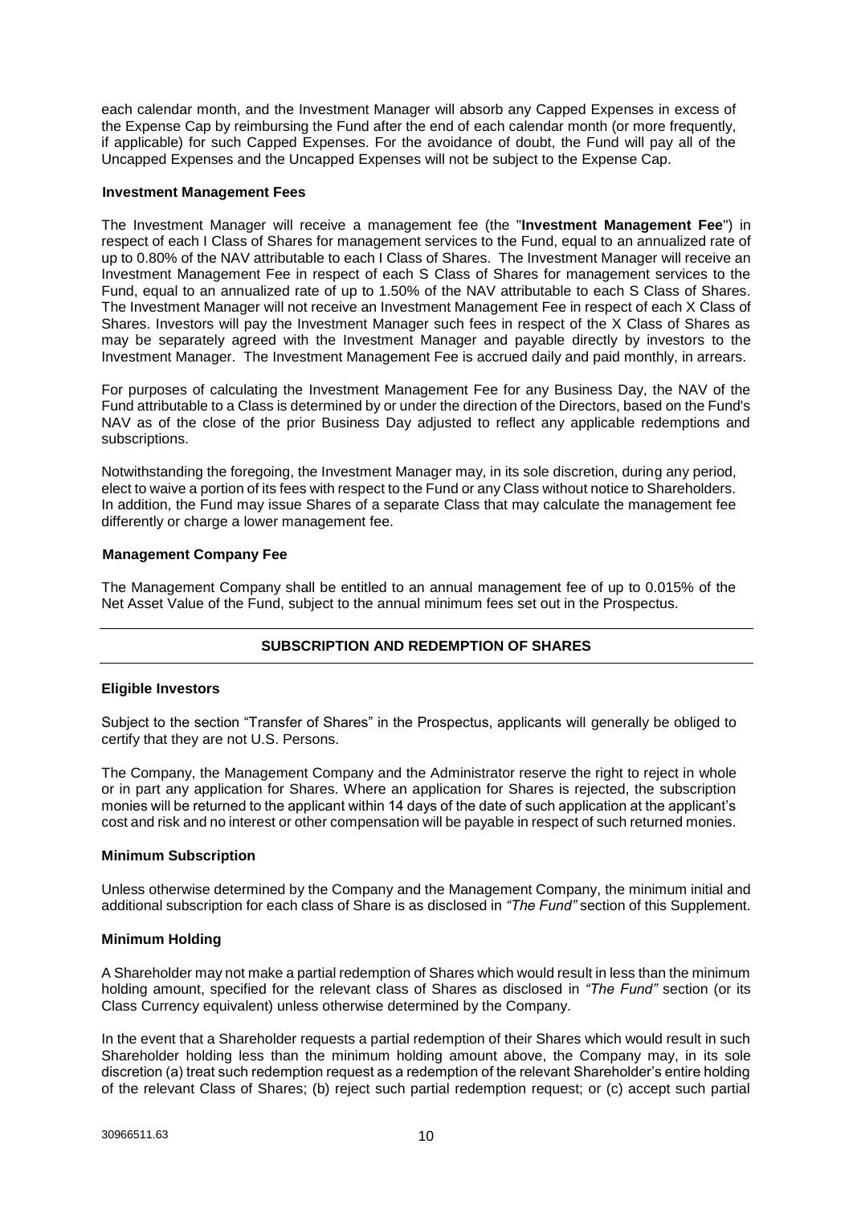each calendar month, and the Investment Manager will absorb any Capped Expenses in excess of the Expense Cap by reimbursing the Fund after the end of each calendar month (or more frequently, if applicable) for such Capped Expenses. For the avoidance of doubt, the Fund will pay all of the Uncapped Expenses and the Uncapped Expenses will not be subject to the Expense Cap.

### Investment Management Fees

The Investment Manager will receive a management fee (the "**Investment Management Fee**") in respect of each I Class of Shares for management services to the Fund, equal to an annualized rate of up to 0.80% of the NAV attributable to each I Class of Shares. The Investment Manager will receive an Investment Management Fee in respect of each S Class of Shares for management services to the Fund, equal to an annualized rate of up to 1.50% of the NAV attributable to each S Class of Shares. The Investment Manager will not receive an Investment Management Fee in respect of each X Class of Shares. Investors will pay the Investment Manager such fees in respect of the X Class of Shares as may be separately agreed with the Investment Manager and payable directly by investors to the Investment Manager. The Investment Management Fee is accrued daily and paid monthly, in arrears.

For purposes of calculating the Investment Management Fee for any Business Day, the NAV of the Fund attributable to a Class is determined by or under the direction of the Directors, based on the Fund's NAV as of the close of the prior Business Day adjusted to reflect any applicable redemptions and subscriptions.

Notwithstanding the foregoing, the Investment Manager may, in its sole discretion, during any period, elect to waive a portion of its fees with respect to the Fund or any Class without notice to Shareholders. In addition, the Fund may issue Shares of a separate Class that may calculate the management fee differently or charge a lower management fee.

### Management Company Fee

The Management Company shall be entitled to an annual management fee of up to 0.015% of the Net Asset Value of the Fund, subject to the annual minimum fees set out in the Prospectus.

## SUBSCRIPTION AND REDEMPTION OF SHARES

### Eligible Investors

Subject to the section "Transfer of Shares" in the Prospectus, applicants will generally be obliged to certify that they are not U.S. Persons.

The Company, the Management Company and the Administrator reserve the right to reject in whole or in part any application for Shares. Where an application for Shares is rejected, the subscription monies will be returned to the applicant within 14 days of the date of such application at the applicant's cost and risk and no interest or other compensation will be payable in respect of such returned monies.

### Minimum Subscription

Unless otherwise determined by the Company and the Management Company, the minimum initial and additional subscription for each class of Share is as disclosed in *"The Fund"* section of this Supplement.

### Minimum Holding

A Shareholder may not make a partial redemption of Shares which would result in less than the minimum holding amount, specified for the relevant class of Shares as disclosed in *"The Fund"* section (or its Class Currency equivalent) unless otherwise determined by the Company.

In the event that a Shareholder requests a partial redemption of their Shares which would result in such Shareholder holding less than the minimum holding amount above, the Company may, in its sole discretion (a) treat such redemption request as a redemption of the relevant Shareholder's entire holding of the relevant Class of Shares; (b) reject such partial redemption request; or (c) accept such partial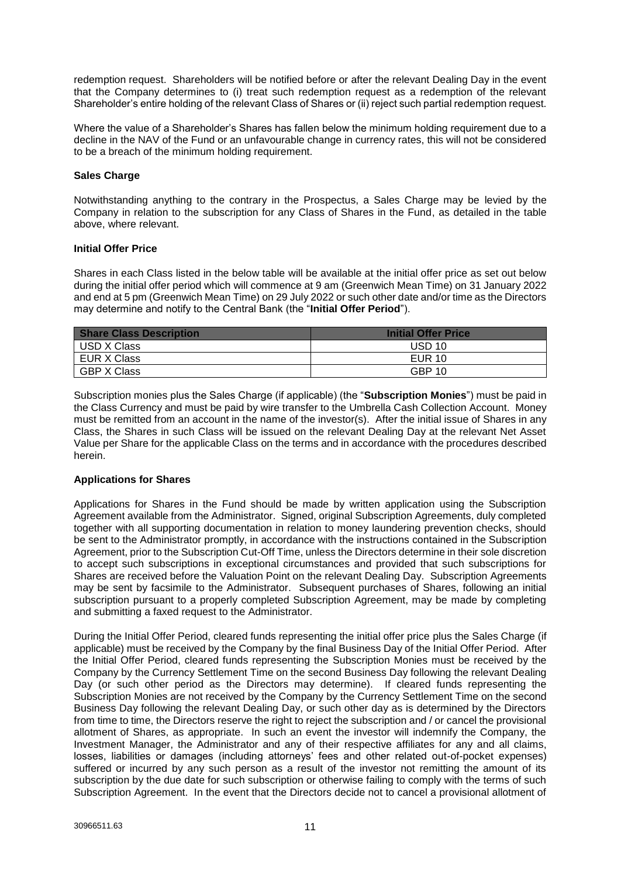redemption request. Shareholders will be notified before or after the relevant Dealing Day in the event that the Company determines to (i) treat such redemption request as a redemption of the relevant Shareholder's entire holding of the relevant Class of Shares or (ii) reject such partial redemption request.

Where the value of a Shareholder's Shares has fallen below the minimum holding requirement due to a decline in the NAV of the Fund or an unfavourable change in currency rates, this will not be considered to be a breach of the minimum holding requirement.

**Sales Charge**

Notwithstanding anything to the contrary in the Prospectus, a Sales Charge may be levied by the Company in relation to the subscription for any Class of Shares in the Fund, as detailed in the table above, where relevant.

**Initial Offer Price**

Shares in each Class listed in the below table will be available at the initial offer price as set out below during the initial offer period which will commence at 9 am (Greenwich Mean Time) on 31 January 2022 and end at 5 pm (Greenwich Mean Time) on 29 July 2022 or such other date and/or time as the Directors may determine and notify to the Central Bank (the "**Initial Offer Period**").

| Share Class Description | Initial Offer Price |
| --- | --- |
| USD X Class | USD 10 |
| EUR X Class | EUR 10 |
| GBP X Class | GBP 10 |

Subscription monies plus the Sales Charge (if applicable) (the "**Subscription Monies**") must be paid in the Class Currency and must be paid by wire transfer to the Umbrella Cash Collection Account. Money must be remitted from an account in the name of the investor(s). After the initial issue of Shares in any Class, the Shares in such Class will be issued on the relevant Dealing Day at the relevant Net Asset Value per Share for the applicable Class on the terms and in accordance with the procedures described herein.

**Applications for Shares**

Applications for Shares in the Fund should be made by written application using the Subscription Agreement available from the Administrator. Signed, original Subscription Agreements, duly completed together with all supporting documentation in relation to money laundering prevention checks, should be sent to the Administrator promptly, in accordance with the instructions contained in the Subscription Agreement, prior to the Subscription Cut-Off Time, unless the Directors determine in their sole discretion to accept such subscriptions in exceptional circumstances and provided that such subscriptions for Shares are received before the Valuation Point on the relevant Dealing Day. Subscription Agreements may be sent by facsimile to the Administrator. Subsequent purchases of Shares, following an initial subscription pursuant to a properly completed Subscription Agreement, may be made by completing and submitting a faxed request to the Administrator.

During the Initial Offer Period, cleared funds representing the initial offer price plus the Sales Charge (if applicable) must be received by the Company by the final Business Day of the Initial Offer Period. After the Initial Offer Period, cleared funds representing the Subscription Monies must be received by the Company by the Currency Settlement Time on the second Business Day following the relevant Dealing Day (or such other period as the Directors may determine). If cleared funds representing the Subscription Monies are not received by the Company by the Currency Settlement Time on the second Business Day following the relevant Dealing Day, or such other day as is determined by the Directors from time to time, the Directors reserve the right to reject the subscription and / or cancel the provisional allotment of Shares, as appropriate. In such an event the investor will indemnify the Company, the Investment Manager, the Administrator and any of their respective affiliates for any and all claims, losses, liabilities or damages (including attorneys' fees and other related out-of-pocket expenses) suffered or incurred by any such person as a result of the investor not remitting the amount of its subscription by the due date for such subscription or otherwise failing to comply with the terms of such Subscription Agreement. In the event that the Directors decide not to cancel a provisional allotment of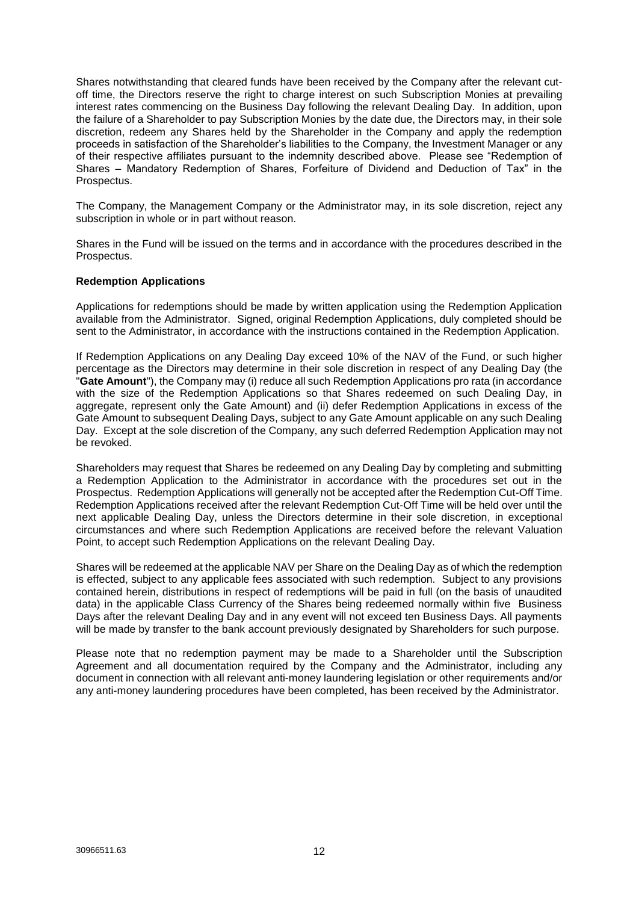Shares notwithstanding that cleared funds have been received by the Company after the relevant cut-off time, the Directors reserve the right to charge interest on such Subscription Monies at prevailing interest rates commencing on the Business Day following the relevant Dealing Day. In addition, upon the failure of a Shareholder to pay Subscription Monies by the date due, the Directors may, in their sole discretion, redeem any Shares held by the Shareholder in the Company and apply the redemption proceeds in satisfaction of the Shareholder's liabilities to the Company, the Investment Manager or any of their respective affiliates pursuant to the indemnity described above. Please see "Redemption of Shares – Mandatory Redemption of Shares, Forfeiture of Dividend and Deduction of Tax" in the Prospectus.

The Company, the Management Company or the Administrator may, in its sole discretion, reject any subscription in whole or in part without reason.

Shares in the Fund will be issued on the terms and in accordance with the procedures described in the Prospectus.

**Redemption Applications**

Applications for redemptions should be made by written application using the Redemption Application available from the Administrator. Signed, original Redemption Applications, duly completed should be sent to the Administrator, in accordance with the instructions contained in the Redemption Application.

If Redemption Applications on any Dealing Day exceed 10% of the NAV of the Fund, or such higher percentage as the Directors may determine in their sole discretion in respect of any Dealing Day (the "**Gate Amount**"), the Company may (i) reduce all such Redemption Applications pro rata (in accordance with the size of the Redemption Applications so that Shares redeemed on such Dealing Day, in aggregate, represent only the Gate Amount) and (ii) defer Redemption Applications in excess of the Gate Amount to subsequent Dealing Days, subject to any Gate Amount applicable on any such Dealing Day. Except at the sole discretion of the Company, any such deferred Redemption Application may not be revoked.

Shareholders may request that Shares be redeemed on any Dealing Day by completing and submitting a Redemption Application to the Administrator in accordance with the procedures set out in the Prospectus. Redemption Applications will generally not be accepted after the Redemption Cut-Off Time. Redemption Applications received after the relevant Redemption Cut-Off Time will be held over until the next applicable Dealing Day, unless the Directors determine in their sole discretion, in exceptional circumstances and where such Redemption Applications are received before the relevant Valuation Point, to accept such Redemption Applications on the relevant Dealing Day.

Shares will be redeemed at the applicable NAV per Share on the Dealing Day as of which the redemption is effected, subject to any applicable fees associated with such redemption. Subject to any provisions contained herein, distributions in respect of redemptions will be paid in full (on the basis of unaudited data) in the applicable Class Currency of the Shares being redeemed normally within five Business Days after the relevant Dealing Day and in any event will not exceed ten Business Days. All payments will be made by transfer to the bank account previously designated by Shareholders for such purpose.

Please note that no redemption payment may be made to a Shareholder until the Subscription Agreement and all documentation required by the Company and the Administrator, including any document in connection with all relevant anti-money laundering legislation or other requirements and/or any anti-money laundering procedures have been completed, has been received by the Administrator.